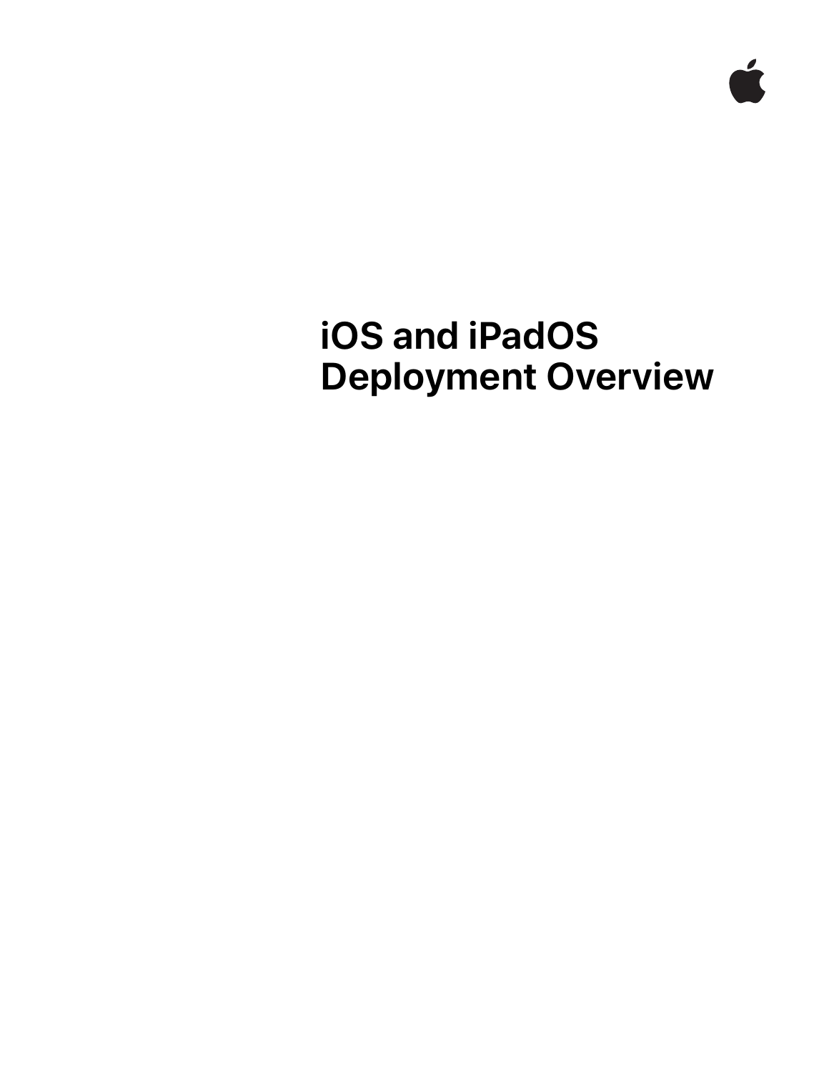# iOS and iPadOS Deployment Overview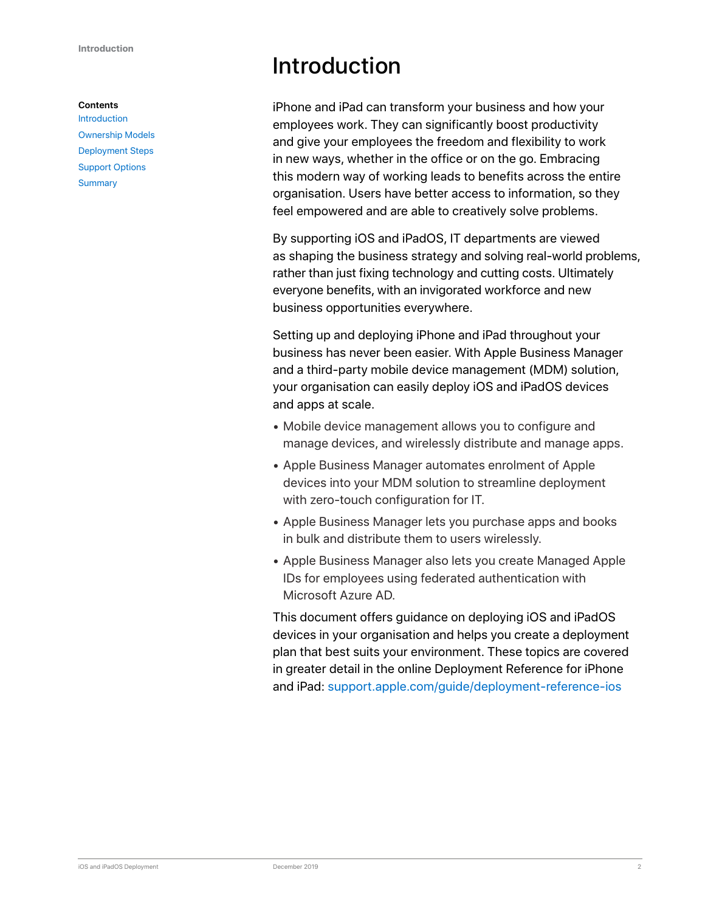# Introduction

iPhone and iPad can transform your business and how your employees work. They can significantly boost productivity and give your employees the freedom and flexibility to work in new ways, whether in the office or on the go. Embracing this modern way of working leads to benefits across the entire organisation. Users have better access to information, so they feel empowered and are able to creatively solve problems.

By supporting iOS and iPadOS, IT departments are viewed as shaping the business strategy and solving real-world problems, rather than just fixing technology and cutting costs. Ultimately everyone benefits, with an invigorated workforce and new business opportunities everywhere.

Setting up and deploying iPhone and iPad throughout your business has never been easier. With Apple Business Manager and a third-party mobile device management (MDM) solution, your organisation can easily deploy iOS and iPadOS devices and apps at scale.

- Mobile device management allows you to configure and manage devices, and wirelessly distribute and manage apps.
- Apple Business Manager automates enrolment of Apple devices into your MDM solution to streamline deployment with zero-touch configuration for IT.
- Apple Business Manager lets you purchase apps and books in bulk and distribute them to users wirelessly.
- Apple Business Manager also lets you create Managed Apple IDs for employees using federated authentication with Microsoft Azure AD.

This document offers guidance on deploying iOS and iPadOS devices in your organisation and helps you create a deployment plan that best suits your environment. These topics are covered in greater detail in the online Deployment Reference for iPhone and iPad: support.apple.com/guide/deployment-reference-ios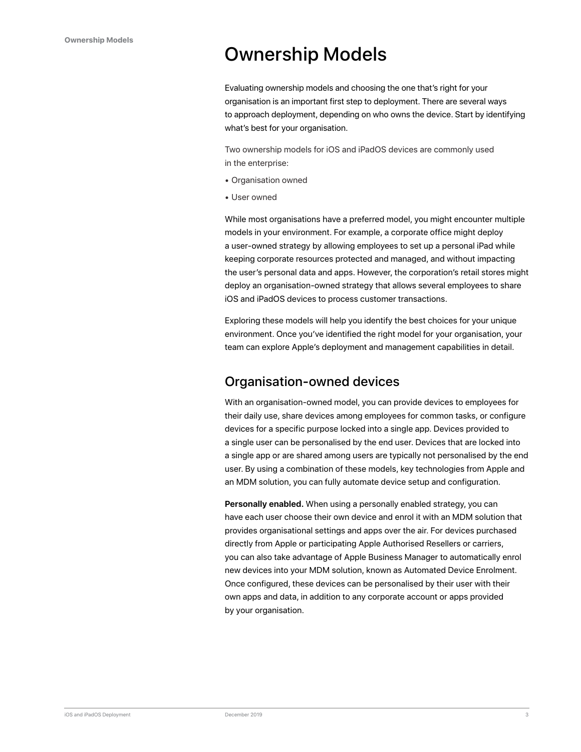# Ownership Models

Evaluating ownership models and choosing the one that's right for your organisation is an important first step to deployment. There are several ways to approach deployment, depending on who owns the device. Start by identifying what's best for your organisation.

Two ownership models for iOS and iPadOS devices are commonly used in the enterprise:

- Organisation owned
- User owned

While most organisations have a preferred model, you might encounter multiple models in your environment. For example, a corporate office might deploy a user-owned strategy by allowing employees to set up a personal iPad while keeping corporate resources protected and managed, and without impacting the user's personal data and apps. However, the corporation's retail stores might deploy an organisation-owned strategy that allows several employees to share iOS and iPadOS devices to process customer transactions.

Exploring these models will help you identify the best choices for your unique environment. Once you've identified the right model for your organisation, your team can explore Apple's deployment and management capabilities in detail.

## Organisation-owned devices

With an organisation-owned model, you can provide devices to employees for their daily use, share devices among employees for common tasks, or configure devices for a specific purpose locked into a single app. Devices provided to a single user can be personalised by the end user. Devices that are locked into a single app or are shared among users are typically not personalised by the end user. By using a combination of these models, key technologies from Apple and an MDM solution, you can fully automate device setup and configuration.

**Personally enabled.** When using a personally enabled strategy, you can have each user choose their own device and enrol it with an MDM solution that provides organisational settings and apps over the air. For devices purchased directly from Apple or participating Apple Authorised Resellers or carriers, you can also take advantage of Apple Business Manager to automatically enrol new devices into your MDM solution, known as Automated Device Enrolment. Once configured, these devices can be personalised by their user with their own apps and data, in addition to any corporate account or apps provided by your organisation.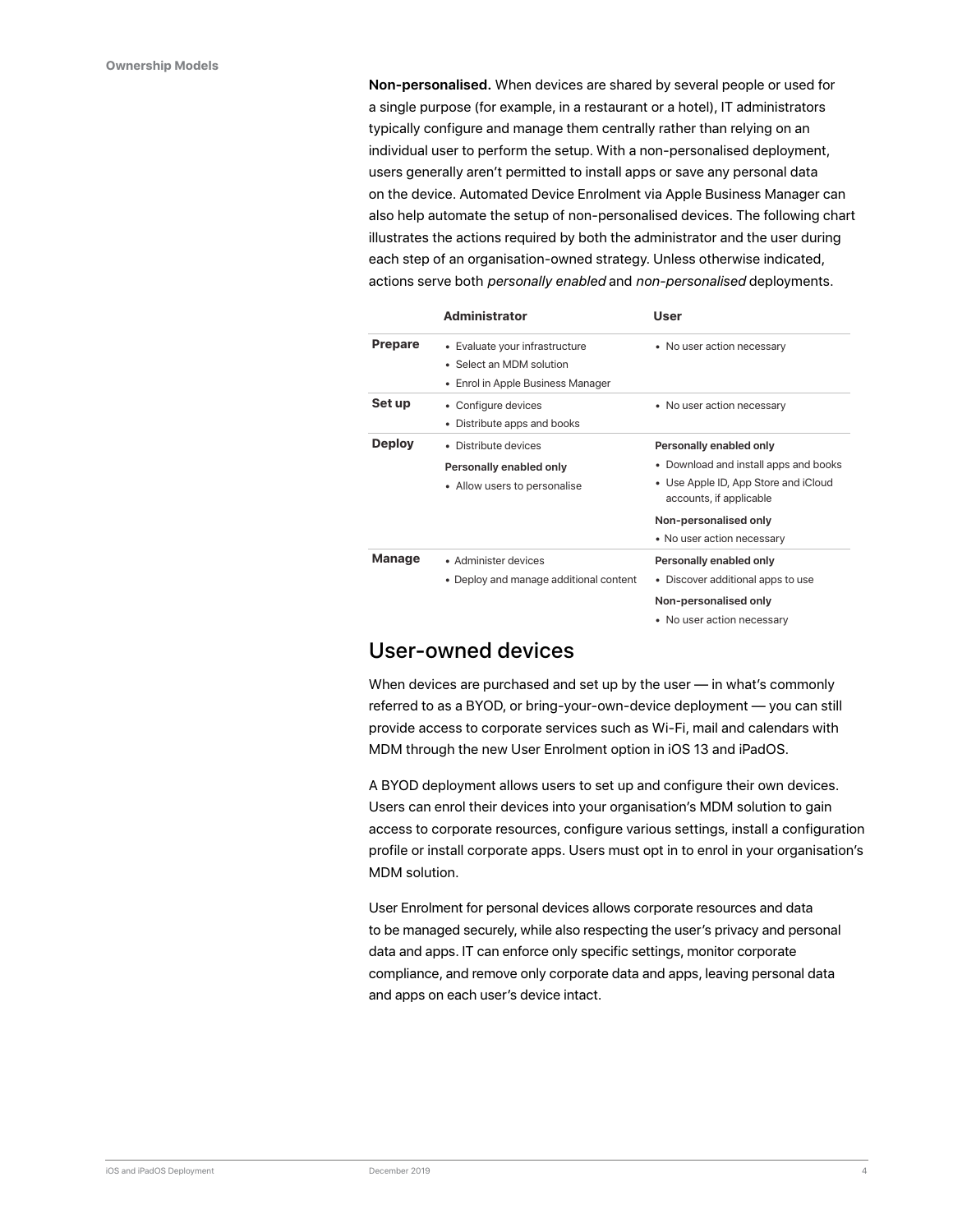**Non-personalised.** When devices are shared by several people or used for a single purpose (for example, in a restaurant or a hotel), IT administrators typically configure and manage them centrally rather than relying on an individual user to perform the setup. With a non-personalised deployment, users generally aren't permitted to install apps or save any personal data on the device. Automated Device Enrolment via Apple Business Manager can also help automate the setup of non-personalised devices. The following chart illustrates the actions required by both the administrator and the user during each step of an organisation-owned strategy. Unless otherwise indicated, actions serve both *personally enabled* and *non-personalised* deployments.

| | Administrator | User |
|---|---|---|
| **Prepare** | • Evaluate your infrastructure<br>• Select an MDM solution<br>• Enrol in Apple Business Manager | • No user action necessary |
| **Set up** | • Configure devices<br>• Distribute apps and books | • No user action necessary |
| **Deploy** | • Distribute devices<br>**Personally enabled only**<br>• Allow users to personalise | **Personally enabled only**<br>• Download and install apps and books<br>• Use Apple ID, App Store and iCloud accounts, if applicable<br>**Non-personalised only**<br>• No user action necessary |
| **Manage** | • Administer devices<br>• Deploy and manage additional content | **Personally enabled only**<br>• Discover additional apps to use<br>**Non-personalised only**<br>• No user action necessary |

## User-owned devices

When devices are purchased and set up by the user — in what's commonly referred to as a BYOD, or bring-your-own-device deployment — you can still provide access to corporate services such as Wi-Fi, mail and calendars with MDM through the new User Enrolment option in iOS 13 and iPadOS.

A BYOD deployment allows users to set up and configure their own devices. Users can enrol their devices into your organisation's MDM solution to gain access to corporate resources, configure various settings, install a configuration profile or install corporate apps. Users must opt in to enrol in your organisation's MDM solution.

User Enrolment for personal devices allows corporate resources and data to be managed securely, while also respecting the user's privacy and personal data and apps. IT can enforce only specific settings, monitor corporate compliance, and remove only corporate data and apps, leaving personal data and apps on each user's device intact.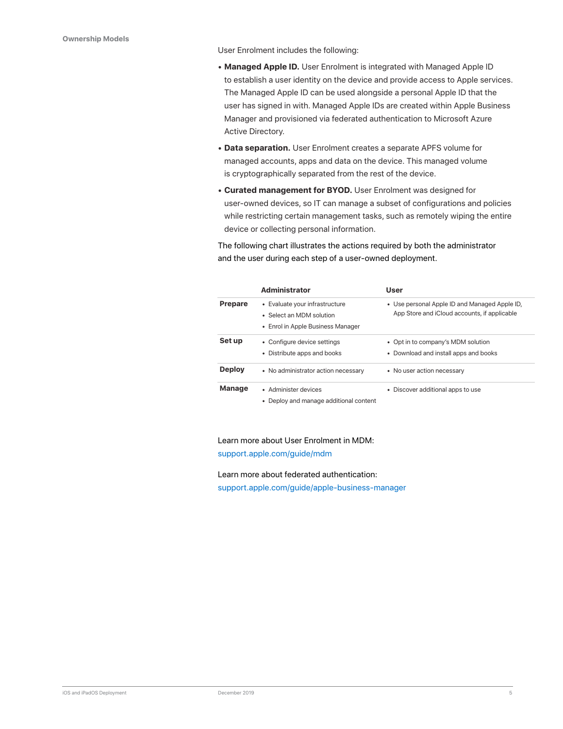User Enrolment includes the following:

- **Managed Apple ID.** User Enrolment is integrated with Managed Apple ID to establish a user identity on the device and provide access to Apple services. The Managed Apple ID can be used alongside a personal Apple ID that the user has signed in with. Managed Apple IDs are created within Apple Business Manager and provisioned via federated authentication to Microsoft Azure Active Directory.
- **Data separation.** User Enrolment creates a separate APFS volume for managed accounts, apps and data on the device. This managed volume is cryptographically separated from the rest of the device.
- **Curated management for BYOD.** User Enrolment was designed for user-owned devices, so IT can manage a subset of configurations and policies while restricting certain management tasks, such as remotely wiping the entire device or collecting personal information.

The following chart illustrates the actions required by both the administrator and the user during each step of a user-owned deployment.

| | Administrator | User |
|---|---|---|
| **Prepare** | • Evaluate your infrastructure<br>• Select an MDM solution<br>• Enrol in Apple Business Manager | • Use personal Apple ID and Managed Apple ID, App Store and iCloud accounts, if applicable |
| **Set up** | • Configure device settings<br>• Distribute apps and books | • Opt in to company's MDM solution<br>• Download and install apps and books |
| **Deploy** | • No administrator action necessary | • No user action necessary |
| **Manage** | • Administer devices<br>• Deploy and manage additional content | • Discover additional apps to use |

Learn more about User Enrolment in MDM:
support.apple.com/guide/mdm

Learn more about federated authentication:
support.apple.com/guide/apple-business-manager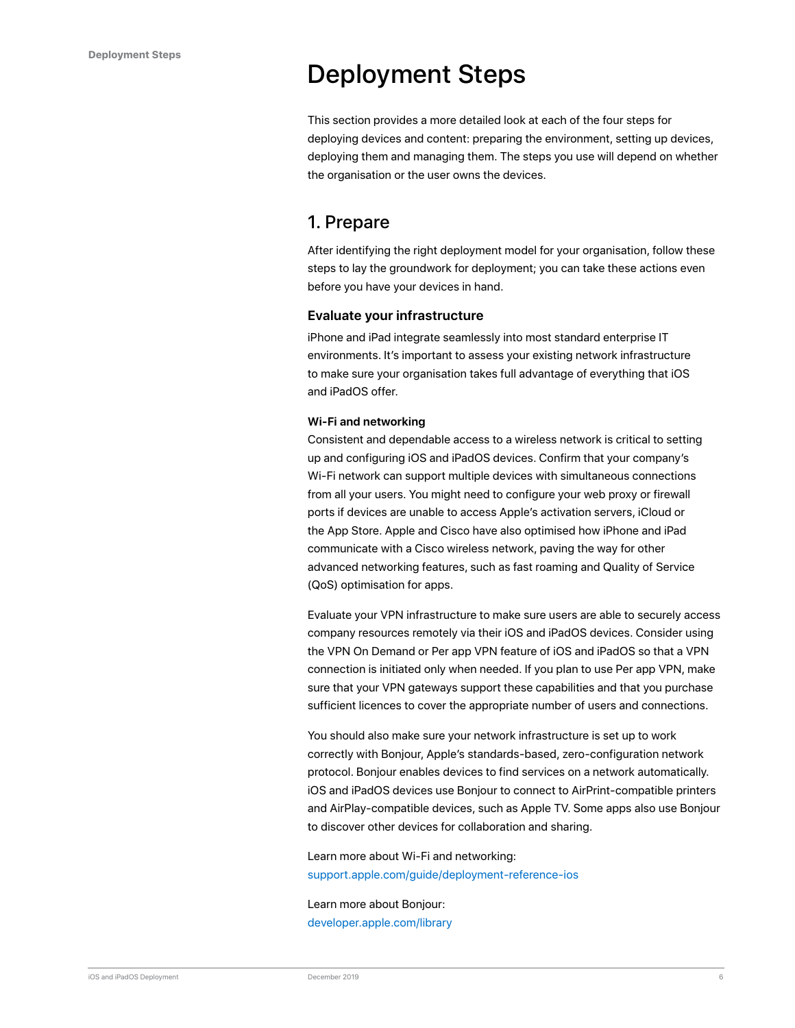# Deployment Steps

This section provides a more detailed look at each of the four steps for deploying devices and content: preparing the environment, setting up devices, deploying them and managing them. The steps you use will depend on whether the organisation or the user owns the devices.

## 1. Prepare

After identifying the right deployment model for your organisation, follow these steps to lay the groundwork for deployment; you can take these actions even before you have your devices in hand.

### Evaluate your infrastructure

iPhone and iPad integrate seamlessly into most standard enterprise IT environments. It's important to assess your existing network infrastructure to make sure your organisation takes full advantage of everything that iOS and iPadOS offer.

**Wi-Fi and networking**

Consistent and dependable access to a wireless network is critical to setting up and configuring iOS and iPadOS devices. Confirm that your company's Wi-Fi network can support multiple devices with simultaneous connections from all your users. You might need to configure your web proxy or firewall ports if devices are unable to access Apple's activation servers, iCloud or the App Store. Apple and Cisco have also optimised how iPhone and iPad communicate with a Cisco wireless network, paving the way for other advanced networking features, such as fast roaming and Quality of Service (QoS) optimisation for apps.

Evaluate your VPN infrastructure to make sure users are able to securely access company resources remotely via their iOS and iPadOS devices. Consider using the VPN On Demand or Per app VPN feature of iOS and iPadOS so that a VPN connection is initiated only when needed. If you plan to use Per app VPN, make sure that your VPN gateways support these capabilities and that you purchase sufficient licences to cover the appropriate number of users and connections.

You should also make sure your network infrastructure is set up to work correctly with Bonjour, Apple's standards-based, zero-configuration network protocol. Bonjour enables devices to find services on a network automatically. iOS and iPadOS devices use Bonjour to connect to AirPrint-compatible printers and AirPlay-compatible devices, such as Apple TV. Some apps also use Bonjour to discover other devices for collaboration and sharing.

Learn more about Wi-Fi and networking:
support.apple.com/guide/deployment-reference-ios

Learn more about Bonjour:
developer.apple.com/library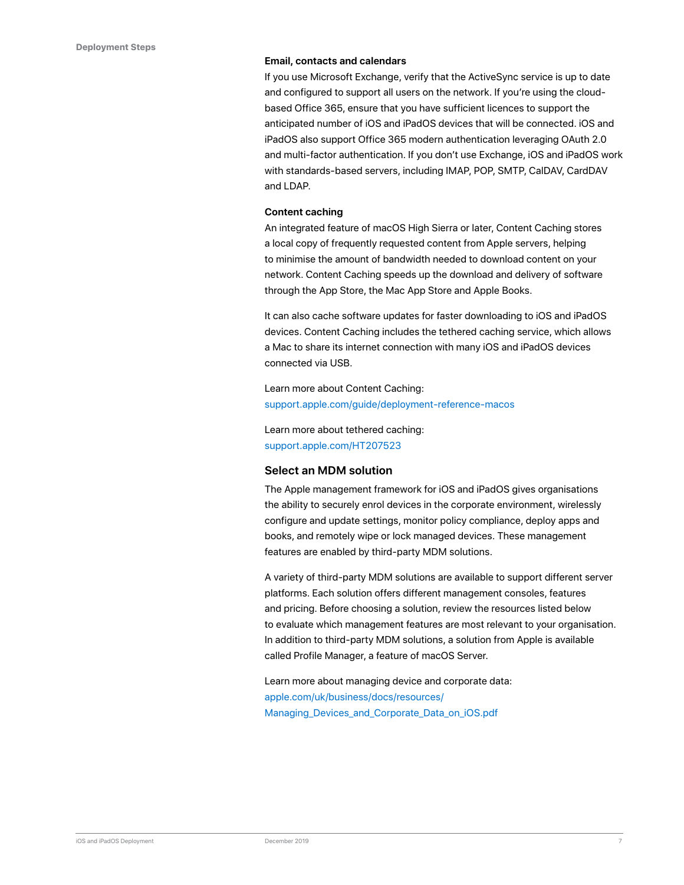#### Email, contacts and calendars

If you use Microsoft Exchange, verify that the ActiveSync service is up to date and configured to support all users on the network. If you're using the cloud-based Office 365, ensure that you have sufficient licences to support the anticipated number of iOS and iPadOS devices that will be connected. iOS and iPadOS also support Office 365 modern authentication leveraging OAuth 2.0 and multi-factor authentication. If you don't use Exchange, iOS and iPadOS work with standards-based servers, including IMAP, POP, SMTP, CalDAV, CardDAV and LDAP.

#### Content caching

An integrated feature of macOS High Sierra or later, Content Caching stores a local copy of frequently requested content from Apple servers, helping to minimise the amount of bandwidth needed to download content on your network. Content Caching speeds up the download and delivery of software through the App Store, the Mac App Store and Apple Books.

It can also cache software updates for faster downloading to iOS and iPadOS devices. Content Caching includes the tethered caching service, which allows a Mac to share its internet connection with many iOS and iPadOS devices connected via USB.

Learn more about Content Caching:
support.apple.com/guide/deployment-reference-macos

Learn more about tethered caching:
support.apple.com/HT207523

### Select an MDM solution

The Apple management framework for iOS and iPadOS gives organisations the ability to securely enrol devices in the corporate environment, wirelessly configure and update settings, monitor policy compliance, deploy apps and books, and remotely wipe or lock managed devices. These management features are enabled by third-party MDM solutions.

A variety of third-party MDM solutions are available to support different server platforms. Each solution offers different management consoles, features and pricing. Before choosing a solution, review the resources listed below to evaluate which management features are most relevant to your organisation. In addition to third-party MDM solutions, a solution from Apple is available called Profile Manager, a feature of macOS Server.

Learn more about managing device and corporate data:
apple.com/uk/business/docs/resources/Managing_Devices_and_Corporate_Data_on_iOS.pdf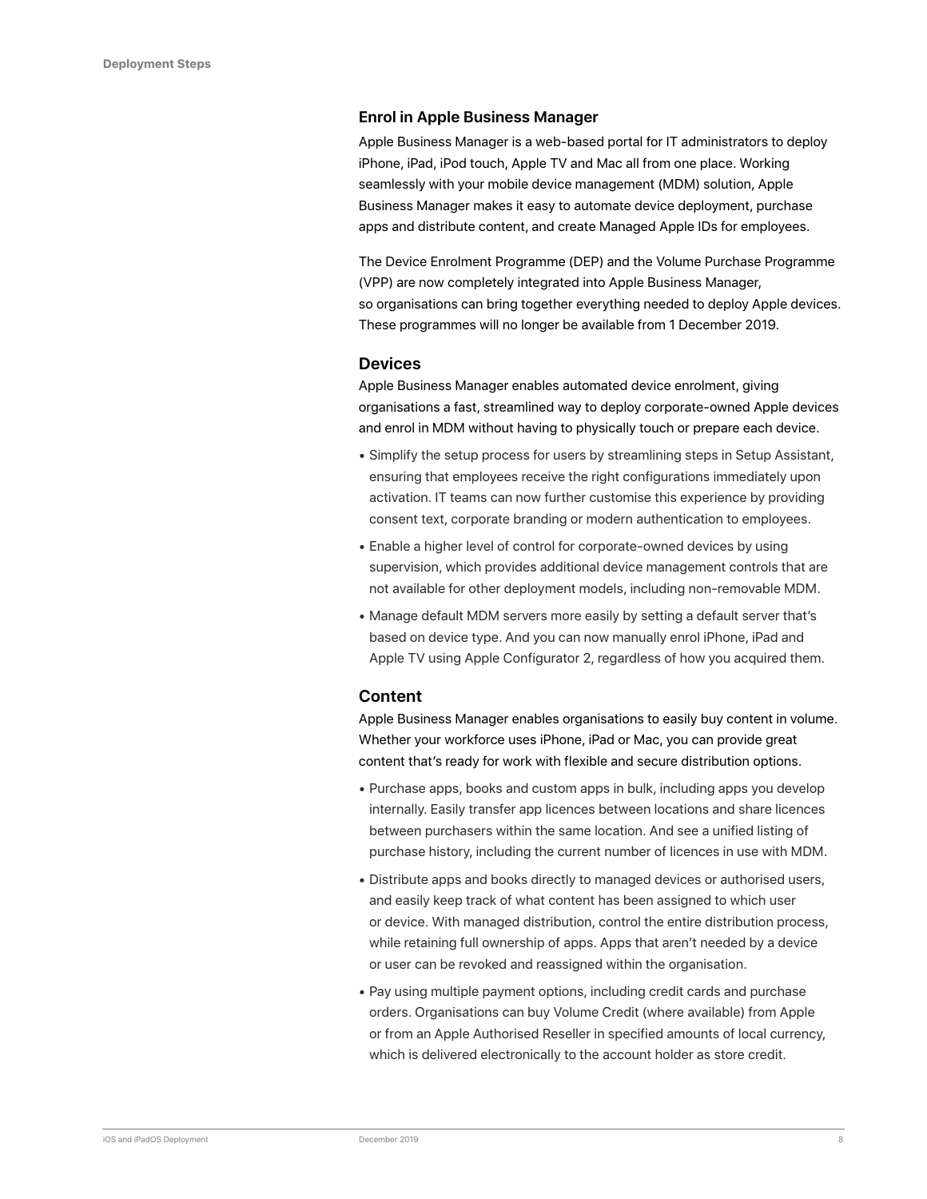## Enrol in Apple Business Manager

Apple Business Manager is a web-based portal for IT administrators to deploy iPhone, iPad, iPod touch, Apple TV and Mac all from one place. Working seamlessly with your mobile device management (MDM) solution, Apple Business Manager makes it easy to automate device deployment, purchase apps and distribute content, and create Managed Apple IDs for employees.

The Device Enrolment Programme (DEP) and the Volume Purchase Programme (VPP) are now completely integrated into Apple Business Manager, so organisations can bring together everything needed to deploy Apple devices. These programmes will no longer be available from 1 December 2019.

### Devices

Apple Business Manager enables automated device enrolment, giving organisations a fast, streamlined way to deploy corporate-owned Apple devices and enrol in MDM without having to physically touch or prepare each device.

- Simplify the setup process for users by streamlining steps in Setup Assistant, ensuring that employees receive the right configurations immediately upon activation. IT teams can now further customise this experience by providing consent text, corporate branding or modern authentication to employees.
- Enable a higher level of control for corporate-owned devices by using supervision, which provides additional device management controls that are not available for other deployment models, including non-removable MDM.
- Manage default MDM servers more easily by setting a default server that's based on device type. And you can now manually enrol iPhone, iPad and Apple TV using Apple Configurator 2, regardless of how you acquired them.

### Content

Apple Business Manager enables organisations to easily buy content in volume. Whether your workforce uses iPhone, iPad or Mac, you can provide great content that's ready for work with flexible and secure distribution options.

- Purchase apps, books and custom apps in bulk, including apps you develop internally. Easily transfer app licences between locations and share licences between purchasers within the same location. And see a unified listing of purchase history, including the current number of licences in use with MDM.
- Distribute apps and books directly to managed devices or authorised users, and easily keep track of what content has been assigned to which user or device. With managed distribution, control the entire distribution process, while retaining full ownership of apps. Apps that aren't needed by a device or user can be revoked and reassigned within the organisation.
- Pay using multiple payment options, including credit cards and purchase orders. Organisations can buy Volume Credit (where available) from Apple or from an Apple Authorised Reseller in specified amounts of local currency, which is delivered electronically to the account holder as store credit.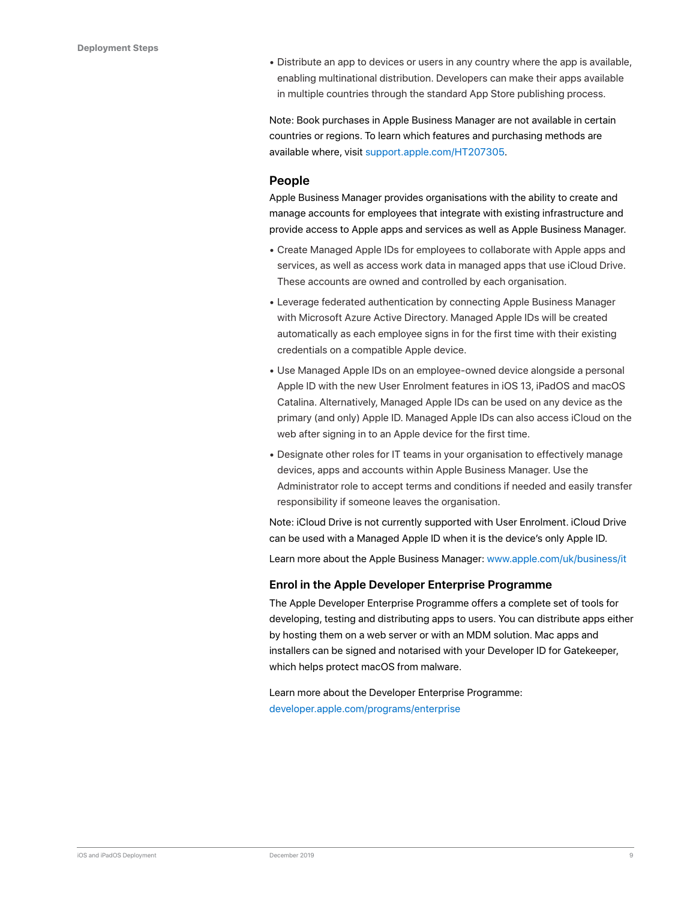- Distribute an app to devices or users in any country where the app is available, enabling multinational distribution. Developers can make their apps available in multiple countries through the standard App Store publishing process.

Note: Book purchases in Apple Business Manager are not available in certain countries or regions. To learn which features and purchasing methods are available where, visit support.apple.com/HT207305.

## People

Apple Business Manager provides organisations with the ability to create and manage accounts for employees that integrate with existing infrastructure and provide access to Apple apps and services as well as Apple Business Manager.

- Create Managed Apple IDs for employees to collaborate with Apple apps and services, as well as access work data in managed apps that use iCloud Drive. These accounts are owned and controlled by each organisation.
- Leverage federated authentication by connecting Apple Business Manager with Microsoft Azure Active Directory. Managed Apple IDs will be created automatically as each employee signs in for the first time with their existing credentials on a compatible Apple device.
- Use Managed Apple IDs on an employee-owned device alongside a personal Apple ID with the new User Enrolment features in iOS 13, iPadOS and macOS Catalina. Alternatively, Managed Apple IDs can be used on any device as the primary (and only) Apple ID. Managed Apple IDs can also access iCloud on the web after signing in to an Apple device for the first time.
- Designate other roles for IT teams in your organisation to effectively manage devices, apps and accounts within Apple Business Manager. Use the Administrator role to accept terms and conditions if needed and easily transfer responsibility if someone leaves the organisation.

Note: iCloud Drive is not currently supported with User Enrolment. iCloud Drive can be used with a Managed Apple ID when it is the device's only Apple ID.

Learn more about the Apple Business Manager: www.apple.com/uk/business/it

### Enrol in the Apple Developer Enterprise Programme

The Apple Developer Enterprise Programme offers a complete set of tools for developing, testing and distributing apps to users. You can distribute apps either by hosting them on a web server or with an MDM solution. Mac apps and installers can be signed and notarised with your Developer ID for Gatekeeper, which helps protect macOS from malware.

Learn more about the Developer Enterprise Programme: developer.apple.com/programs/enterprise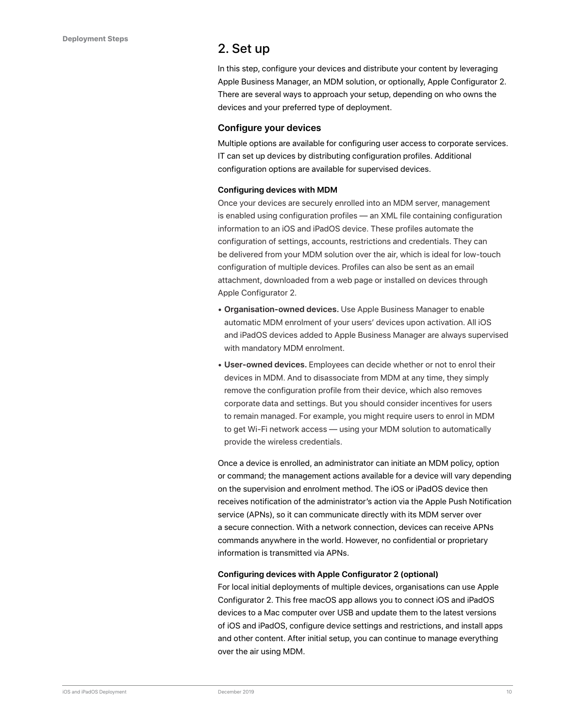## 2. Set up

In this step, configure your devices and distribute your content by leveraging Apple Business Manager, an MDM solution, or optionally, Apple Configurator 2. There are several ways to approach your setup, depending on who owns the devices and your preferred type of deployment.

### Configure your devices

Multiple options are available for configuring user access to corporate services. IT can set up devices by distributing configuration profiles. Additional configuration options are available for supervised devices.

#### Configuring devices with MDM

Once your devices are securely enrolled into an MDM server, management is enabled using configuration profiles — an XML file containing configuration information to an iOS and iPadOS device. These profiles automate the configuration of settings, accounts, restrictions and credentials. They can be delivered from your MDM solution over the air, which is ideal for low-touch configuration of multiple devices. Profiles can also be sent as an email attachment, downloaded from a web page or installed on devices through Apple Configurator 2.

- **Organisation-owned devices.** Use Apple Business Manager to enable automatic MDM enrolment of your users' devices upon activation. All iOS and iPadOS devices added to Apple Business Manager are always supervised with mandatory MDM enrolment.
- **User-owned devices.** Employees can decide whether or not to enrol their devices in MDM. And to disassociate from MDM at any time, they simply remove the configuration profile from their device, which also removes corporate data and settings. But you should consider incentives for users to remain managed. For example, you might require users to enrol in MDM to get Wi-Fi network access — using your MDM solution to automatically provide the wireless credentials.

Once a device is enrolled, an administrator can initiate an MDM policy, option or command; the management actions available for a device will vary depending on the supervision and enrolment method. The iOS or iPadOS device then receives notification of the administrator's action via the Apple Push Notification service (APNs), so it can communicate directly with its MDM server over a secure connection. With a network connection, devices can receive APNs commands anywhere in the world. However, no confidential or proprietary information is transmitted via APNs.

#### Configuring devices with Apple Configurator 2 (optional)

For local initial deployments of multiple devices, organisations can use Apple Configurator 2. This free macOS app allows you to connect iOS and iPadOS devices to a Mac computer over USB and update them to the latest versions of iOS and iPadOS, configure device settings and restrictions, and install apps and other content. After initial setup, you can continue to manage everything over the air using MDM.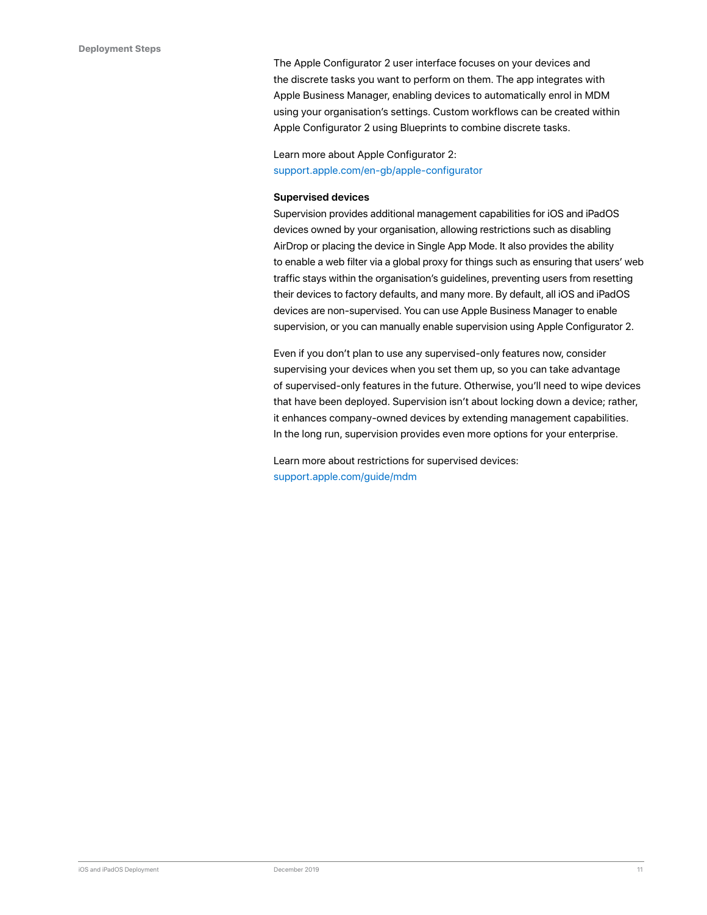The Apple Configurator 2 user interface focuses on your devices and the discrete tasks you want to perform on them. The app integrates with Apple Business Manager, enabling devices to automatically enrol in MDM using your organisation's settings. Custom workflows can be created within Apple Configurator 2 using Blueprints to combine discrete tasks.

Learn more about Apple Configurator 2:
support.apple.com/en-gb/apple-configurator

**Supervised devices**

Supervision provides additional management capabilities for iOS and iPadOS devices owned by your organisation, allowing restrictions such as disabling AirDrop or placing the device in Single App Mode. It also provides the ability to enable a web filter via a global proxy for things such as ensuring that users' web traffic stays within the organisation's guidelines, preventing users from resetting their devices to factory defaults, and many more. By default, all iOS and iPadOS devices are non-supervised. You can use Apple Business Manager to enable supervision, or you can manually enable supervision using Apple Configurator 2.

Even if you don't plan to use any supervised-only features now, consider supervising your devices when you set them up, so you can take advantage of supervised-only features in the future. Otherwise, you'll need to wipe devices that have been deployed. Supervision isn't about locking down a device; rather, it enhances company-owned devices by extending management capabilities. In the long run, supervision provides even more options for your enterprise.

Learn more about restrictions for supervised devices:
support.apple.com/guide/mdm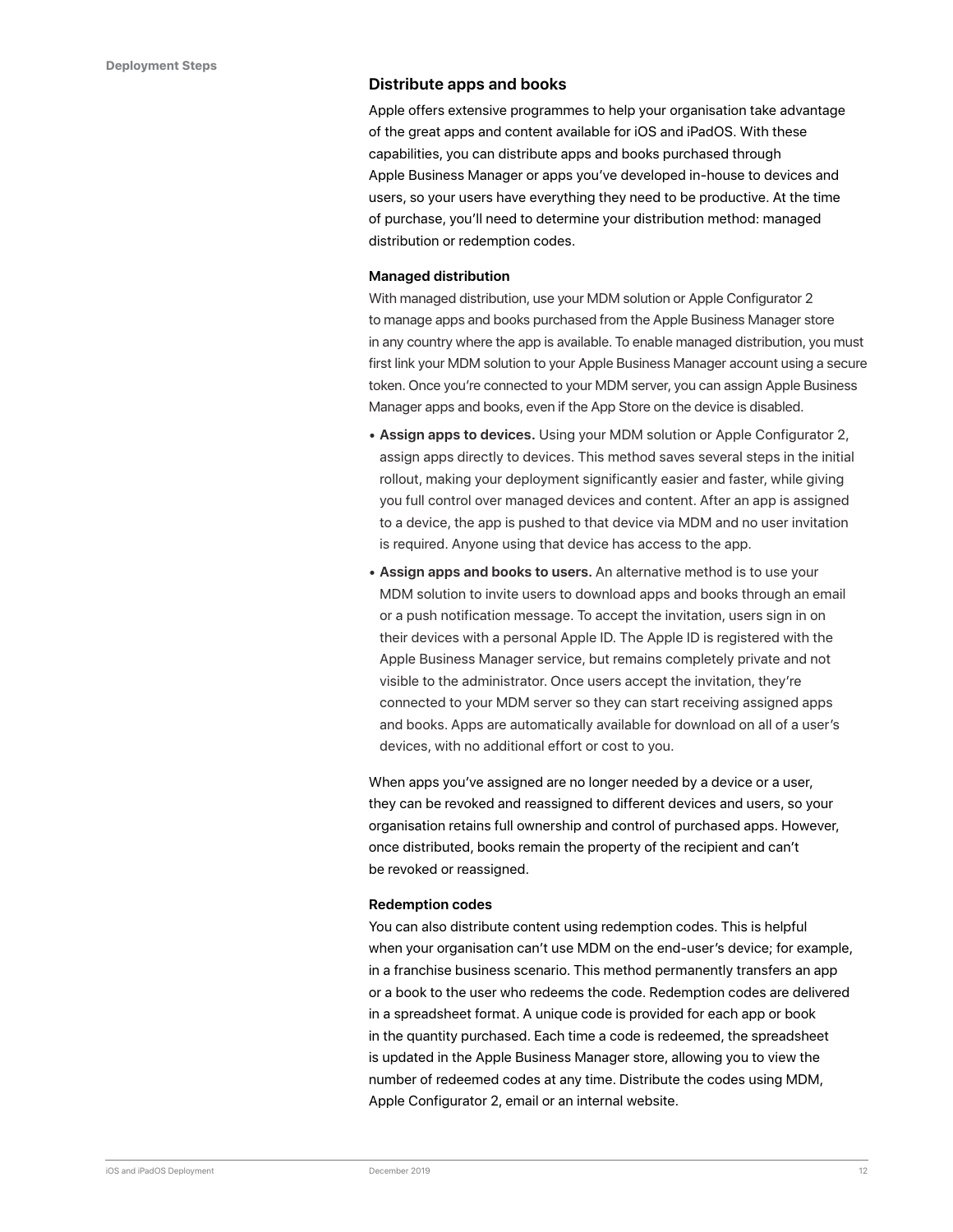## Distribute apps and books

Apple offers extensive programmes to help your organisation take advantage of the great apps and content available for iOS and iPadOS. With these capabilities, you can distribute apps and books purchased through Apple Business Manager or apps you've developed in-house to devices and users, so your users have everything they need to be productive. At the time of purchase, you'll need to determine your distribution method: managed distribution or redemption codes.

### Managed distribution

With managed distribution, use your MDM solution or Apple Configurator 2 to manage apps and books purchased from the Apple Business Manager store in any country where the app is available. To enable managed distribution, you must first link your MDM solution to your Apple Business Manager account using a secure token. Once you're connected to your MDM server, you can assign Apple Business Manager apps and books, even if the App Store on the device is disabled.

- **Assign apps to devices.** Using your MDM solution or Apple Configurator 2, assign apps directly to devices. This method saves several steps in the initial rollout, making your deployment significantly easier and faster, while giving you full control over managed devices and content. After an app is assigned to a device, the app is pushed to that device via MDM and no user invitation is required. Anyone using that device has access to the app.
- **Assign apps and books to users.** An alternative method is to use your MDM solution to invite users to download apps and books through an email or a push notification message. To accept the invitation, users sign in on their devices with a personal Apple ID. The Apple ID is registered with the Apple Business Manager service, but remains completely private and not visible to the administrator. Once users accept the invitation, they're connected to your MDM server so they can start receiving assigned apps and books. Apps are automatically available for download on all of a user's devices, with no additional effort or cost to you.

When apps you've assigned are no longer needed by a device or a user, they can be revoked and reassigned to different devices and users, so your organisation retains full ownership and control of purchased apps. However, once distributed, books remain the property of the recipient and can't be revoked or reassigned.

### Redemption codes

You can also distribute content using redemption codes. This is helpful when your organisation can't use MDM on the end-user's device; for example, in a franchise business scenario. This method permanently transfers an app or a book to the user who redeems the code. Redemption codes are delivered in a spreadsheet format. A unique code is provided for each app or book in the quantity purchased. Each time a code is redeemed, the spreadsheet is updated in the Apple Business Manager store, allowing you to view the number of redeemed codes at any time. Distribute the codes using MDM, Apple Configurator 2, email or an internal website.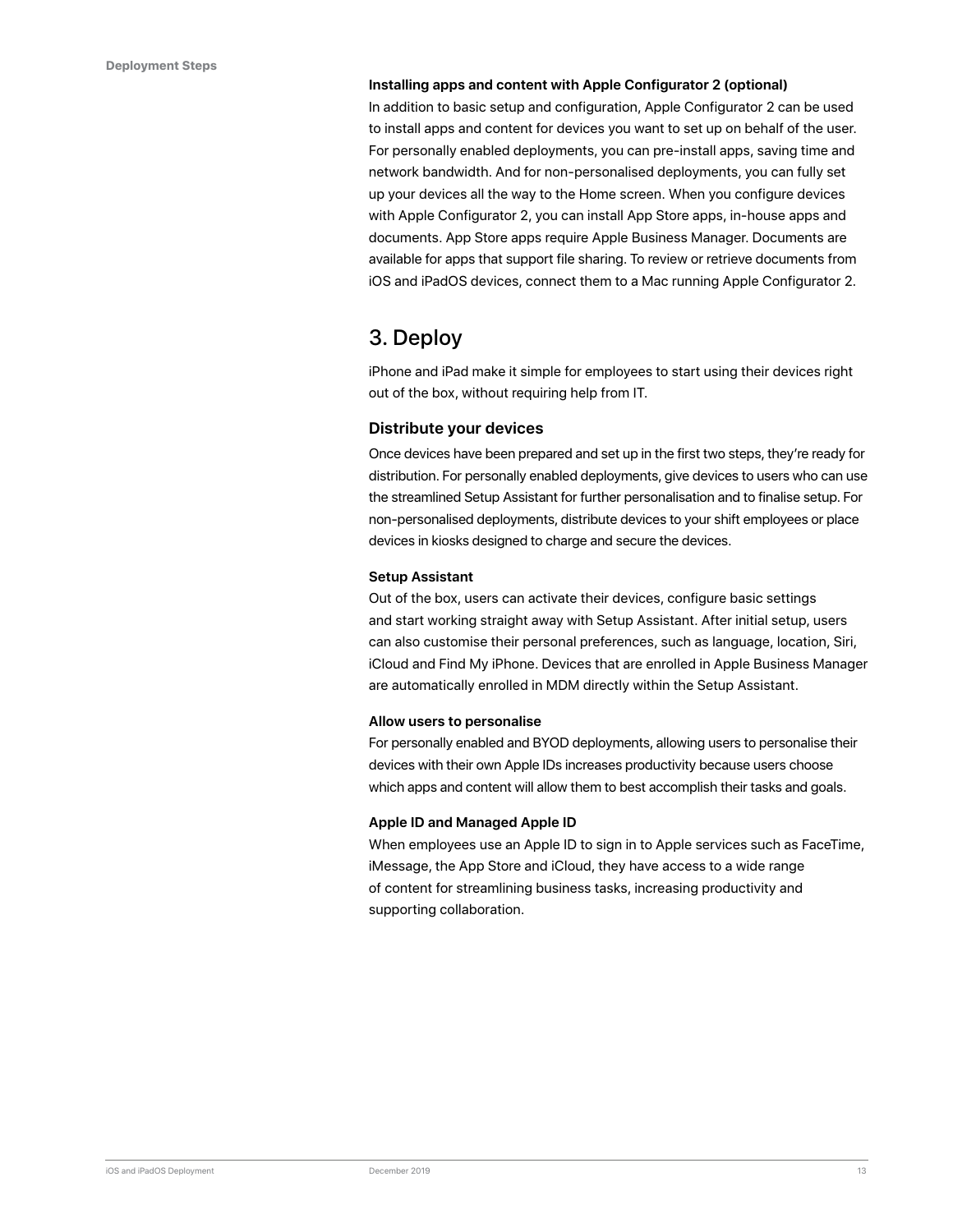#### Installing apps and content with Apple Configurator 2 (optional)

In addition to basic setup and configuration, Apple Configurator 2 can be used to install apps and content for devices you want to set up on behalf of the user. For personally enabled deployments, you can pre-install apps, saving time and network bandwidth. And for non-personalised deployments, you can fully set up your devices all the way to the Home screen. When you configure devices with Apple Configurator 2, you can install App Store apps, in-house apps and documents. App Store apps require Apple Business Manager. Documents are available for apps that support file sharing. To review or retrieve documents from iOS and iPadOS devices, connect them to a Mac running Apple Configurator 2.

## 3. Deploy

iPhone and iPad make it simple for employees to start using their devices right out of the box, without requiring help from IT.

### Distribute your devices

Once devices have been prepared and set up in the first two steps, they're ready for distribution. For personally enabled deployments, give devices to users who can use the streamlined Setup Assistant for further personalisation and to finalise setup. For non-personalised deployments, distribute devices to your shift employees or place devices in kiosks designed to charge and secure the devices.

#### Setup Assistant

Out of the box, users can activate their devices, configure basic settings and start working straight away with Setup Assistant. After initial setup, users can also customise their personal preferences, such as language, location, Siri, iCloud and Find My iPhone. Devices that are enrolled in Apple Business Manager are automatically enrolled in MDM directly within the Setup Assistant.

#### Allow users to personalise

For personally enabled and BYOD deployments, allowing users to personalise their devices with their own Apple IDs increases productivity because users choose which apps and content will allow them to best accomplish their tasks and goals.

#### Apple ID and Managed Apple ID

When employees use an Apple ID to sign in to Apple services such as FaceTime, iMessage, the App Store and iCloud, they have access to a wide range of content for streamlining business tasks, increasing productivity and supporting collaboration.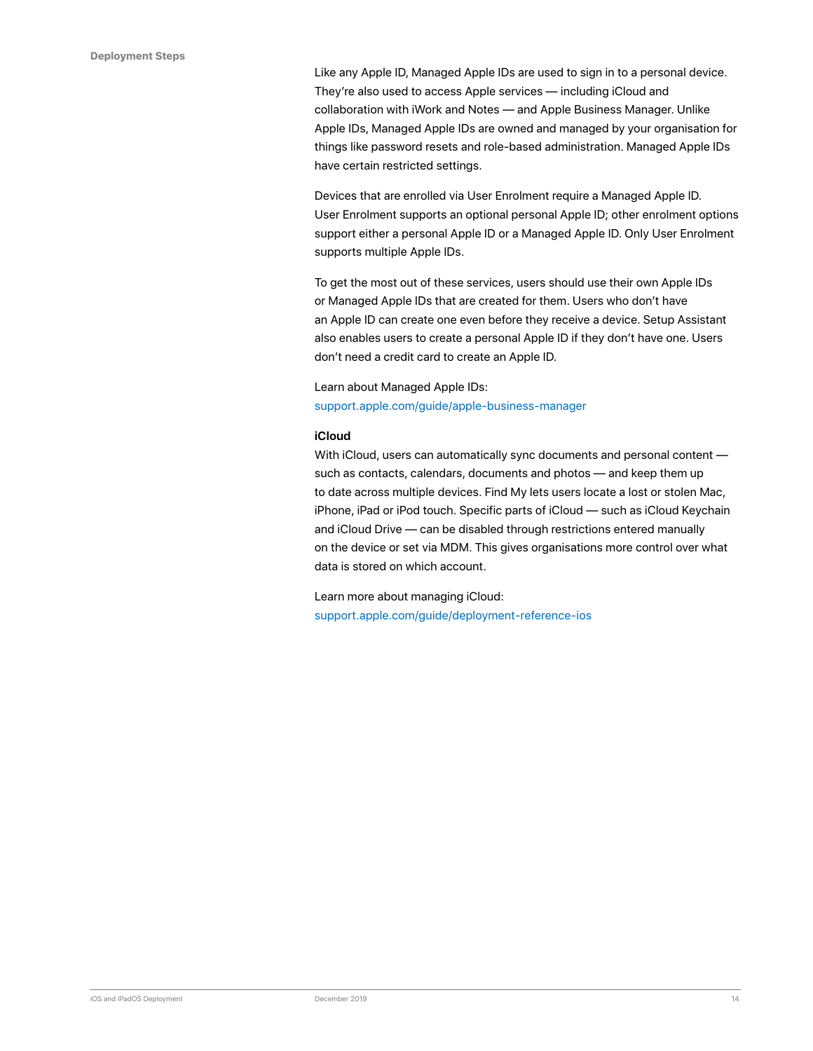Like any Apple ID, Managed Apple IDs are used to sign in to a personal device. They're also used to access Apple services — including iCloud and collaboration with iWork and Notes — and Apple Business Manager. Unlike Apple IDs, Managed Apple IDs are owned and managed by your organisation for things like password resets and role-based administration. Managed Apple IDs have certain restricted settings.

Devices that are enrolled via User Enrolment require a Managed Apple ID. User Enrolment supports an optional personal Apple ID; other enrolment options support either a personal Apple ID or a Managed Apple ID. Only User Enrolment supports multiple Apple IDs.

To get the most out of these services, users should use their own Apple IDs or Managed Apple IDs that are created for them. Users who don't have an Apple ID can create one even before they receive a device. Setup Assistant also enables users to create a personal Apple ID if they don't have one. Users don't need a credit card to create an Apple ID.

Learn about Managed Apple IDs:
support.apple.com/guide/apple-business-manager

**iCloud**

With iCloud, users can automatically sync documents and personal content — such as contacts, calendars, documents and photos — and keep them up to date across multiple devices. Find My lets users locate a lost or stolen Mac, iPhone, iPad or iPod touch. Specific parts of iCloud — such as iCloud Keychain and iCloud Drive — can be disabled through restrictions entered manually on the device or set via MDM. This gives organisations more control over what data is stored on which account.

Learn more about managing iCloud:
support.apple.com/guide/deployment-reference-ios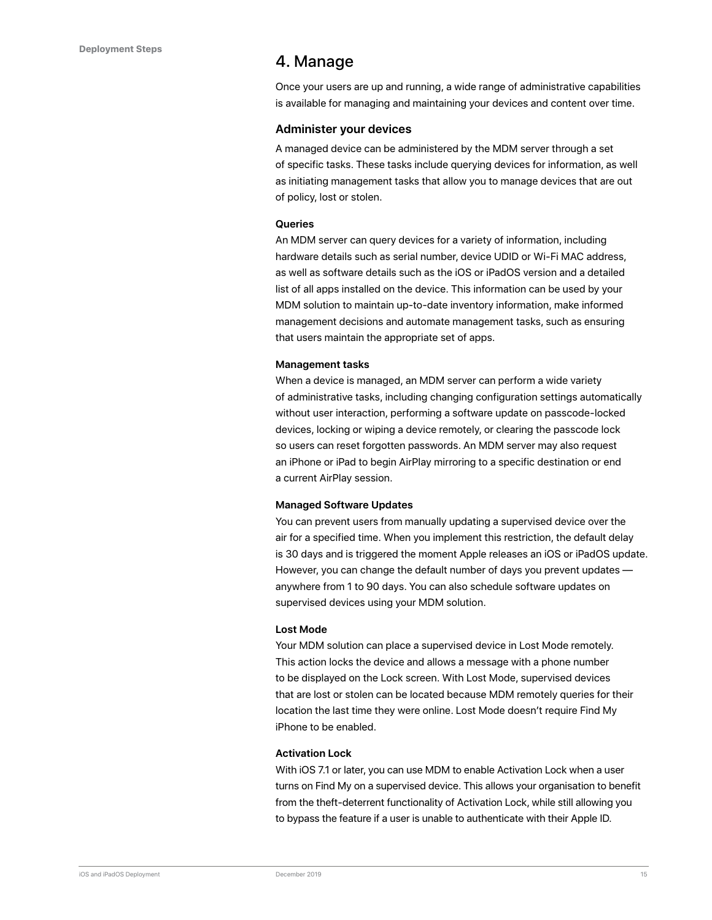## 4. Manage

Once your users are up and running, a wide range of administrative capabilities is available for managing and maintaining your devices and content over time.

### Administer your devices

A managed device can be administered by the MDM server through a set of specific tasks. These tasks include querying devices for information, as well as initiating management tasks that allow you to manage devices that are out of policy, lost or stolen.

**Queries**

An MDM server can query devices for a variety of information, including hardware details such as serial number, device UDID or Wi-Fi MAC address, as well as software details such as the iOS or iPadOS version and a detailed list of all apps installed on the device. This information can be used by your MDM solution to maintain up-to-date inventory information, make informed management decisions and automate management tasks, such as ensuring that users maintain the appropriate set of apps.

**Management tasks**

When a device is managed, an MDM server can perform a wide variety of administrative tasks, including changing configuration settings automatically without user interaction, performing a software update on passcode-locked devices, locking or wiping a device remotely, or clearing the passcode lock so users can reset forgotten passwords. An MDM server may also request an iPhone or iPad to begin AirPlay mirroring to a specific destination or end a current AirPlay session.

**Managed Software Updates**

You can prevent users from manually updating a supervised device over the air for a specified time. When you implement this restriction, the default delay is 30 days and is triggered the moment Apple releases an iOS or iPadOS update. However, you can change the default number of days you prevent updates — anywhere from 1 to 90 days. You can also schedule software updates on supervised devices using your MDM solution.

**Lost Mode**

Your MDM solution can place a supervised device in Lost Mode remotely. This action locks the device and allows a message with a phone number to be displayed on the Lock screen. With Lost Mode, supervised devices that are lost or stolen can be located because MDM remotely queries for their location the last time they were online. Lost Mode doesn't require Find My iPhone to be enabled.

**Activation Lock**

With iOS 7.1 or later, you can use MDM to enable Activation Lock when a user turns on Find My on a supervised device. This allows your organisation to benefit from the theft-deterrent functionality of Activation Lock, while still allowing you to bypass the feature if a user is unable to authenticate with their Apple ID.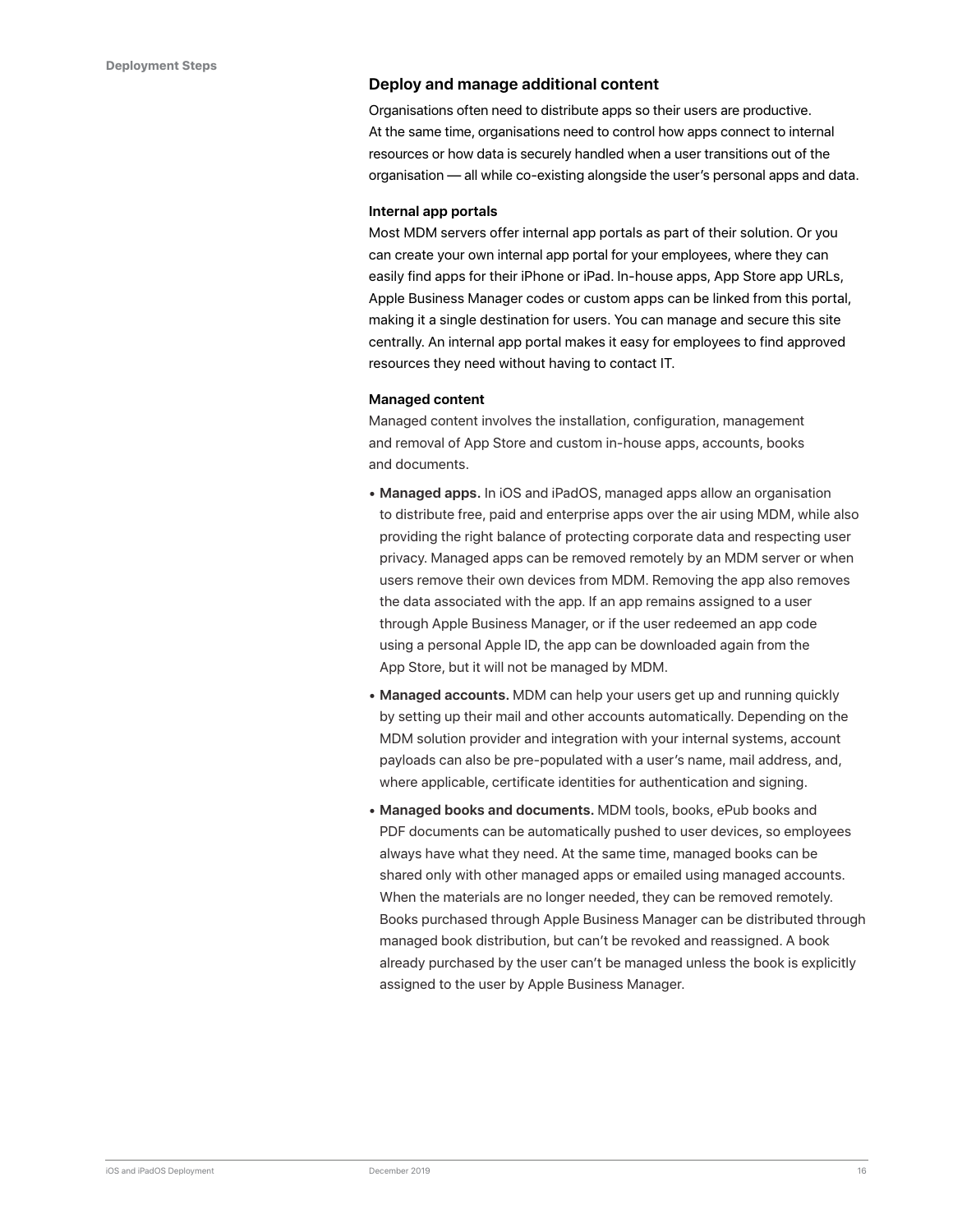## Deploy and manage additional content

Organisations often need to distribute apps so their users are productive. At the same time, organisations need to control how apps connect to internal resources or how data is securely handled when a user transitions out of the organisation — all while co-existing alongside the user's personal apps and data.

### Internal app portals

Most MDM servers offer internal app portals as part of their solution. Or you can create your own internal app portal for your employees, where they can easily find apps for their iPhone or iPad. In-house apps, App Store app URLs, Apple Business Manager codes or custom apps can be linked from this portal, making it a single destination for users. You can manage and secure this site centrally. An internal app portal makes it easy for employees to find approved resources they need without having to contact IT.

### Managed content

Managed content involves the installation, configuration, management and removal of App Store and custom in-house apps, accounts, books and documents.

- **Managed apps.** In iOS and iPadOS, managed apps allow an organisation to distribute free, paid and enterprise apps over the air using MDM, while also providing the right balance of protecting corporate data and respecting user privacy. Managed apps can be removed remotely by an MDM server or when users remove their own devices from MDM. Removing the app also removes the data associated with the app. If an app remains assigned to a user through Apple Business Manager, or if the user redeemed an app code using a personal Apple ID, the app can be downloaded again from the App Store, but it will not be managed by MDM.
- **Managed accounts.** MDM can help your users get up and running quickly by setting up their mail and other accounts automatically. Depending on the MDM solution provider and integration with your internal systems, account payloads can also be pre-populated with a user's name, mail address, and, where applicable, certificate identities for authentication and signing.
- **Managed books and documents.** MDM tools, books, ePub books and PDF documents can be automatically pushed to user devices, so employees always have what they need. At the same time, managed books can be shared only with other managed apps or emailed using managed accounts. When the materials are no longer needed, they can be removed remotely. Books purchased through Apple Business Manager can be distributed through managed book distribution, but can't be revoked and reassigned. A book already purchased by the user can't be managed unless the book is explicitly assigned to the user by Apple Business Manager.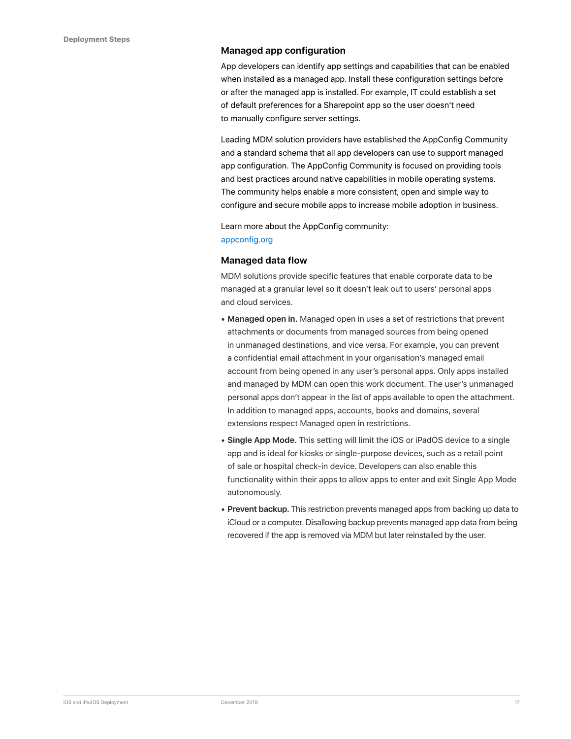### Managed app configuration

App developers can identify app settings and capabilities that can be enabled when installed as a managed app. Install these configuration settings before or after the managed app is installed. For example, IT could establish a set of default preferences for a Sharepoint app so the user doesn't need to manually configure server settings.

Leading MDM solution providers have established the AppConfig Community and a standard schema that all app developers can use to support managed app configuration. The AppConfig Community is focused on providing tools and best practices around native capabilities in mobile operating systems. The community helps enable a more consistent, open and simple way to configure and secure mobile apps to increase mobile adoption in business.

Learn more about the AppConfig community:
appconfig.org

### Managed data flow

MDM solutions provide specific features that enable corporate data to be managed at a granular level so it doesn't leak out to users' personal apps and cloud services.

- **Managed open in.** Managed open in uses a set of restrictions that prevent attachments or documents from managed sources from being opened in unmanaged destinations, and vice versa. For example, you can prevent a confidential email attachment in your organisation's managed email account from being opened in any user's personal apps. Only apps installed and managed by MDM can open this work document. The user's unmanaged personal apps don't appear in the list of apps available to open the attachment. In addition to managed apps, accounts, books and domains, several extensions respect Managed open in restrictions.
- **Single App Mode.** This setting will limit the iOS or iPadOS device to a single app and is ideal for kiosks or single-purpose devices, such as a retail point of sale or hospital check-in device. Developers can also enable this functionality within their apps to allow apps to enter and exit Single App Mode autonomously.
- **Prevent backup.** This restriction prevents managed apps from backing up data to iCloud or a computer. Disallowing backup prevents managed app data from being recovered if the app is removed via MDM but later reinstalled by the user.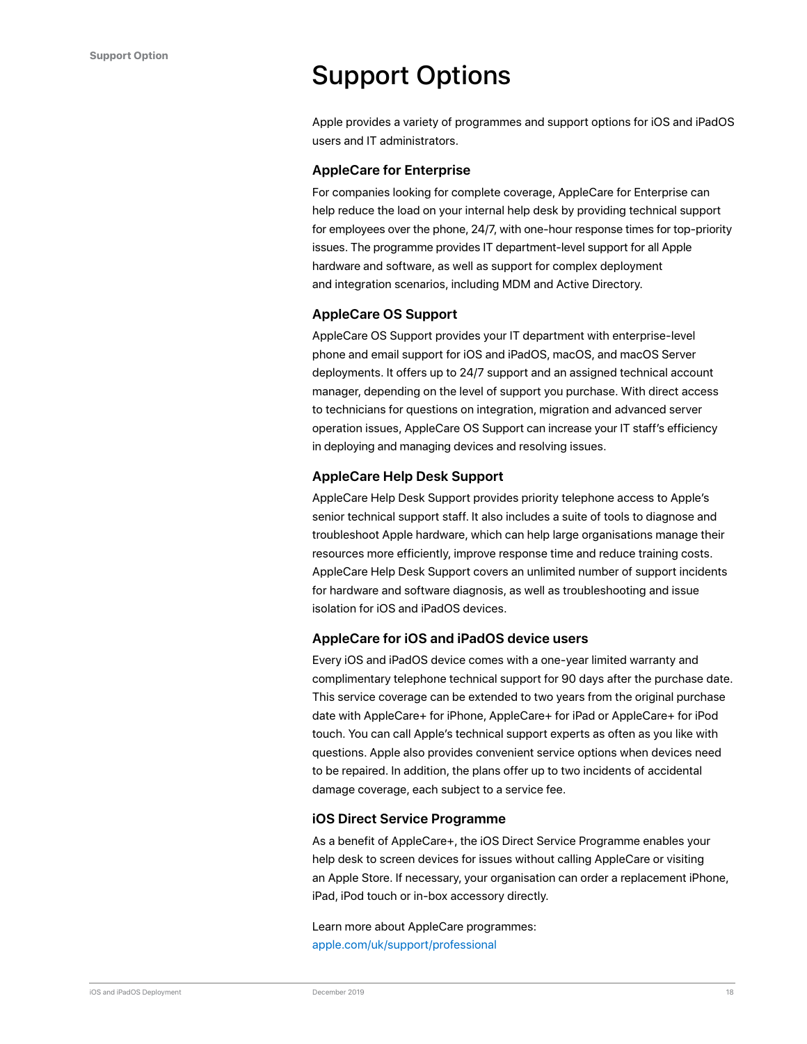# Support Options

Apple provides a variety of programmes and support options for iOS and iPadOS users and IT administrators.

### AppleCare for Enterprise

For companies looking for complete coverage, AppleCare for Enterprise can help reduce the load on your internal help desk by providing technical support for employees over the phone, 24/7, with one-hour response times for top-priority issues. The programme provides IT department-level support for all Apple hardware and software, as well as support for complex deployment and integration scenarios, including MDM and Active Directory.

### AppleCare OS Support

AppleCare OS Support provides your IT department with enterprise-level phone and email support for iOS and iPadOS, macOS, and macOS Server deployments. It offers up to 24/7 support and an assigned technical account manager, depending on the level of support you purchase. With direct access to technicians for questions on integration, migration and advanced server operation issues, AppleCare OS Support can increase your IT staff's efficiency in deploying and managing devices and resolving issues.

### AppleCare Help Desk Support

AppleCare Help Desk Support provides priority telephone access to Apple's senior technical support staff. It also includes a suite of tools to diagnose and troubleshoot Apple hardware, which can help large organisations manage their resources more efficiently, improve response time and reduce training costs. AppleCare Help Desk Support covers an unlimited number of support incidents for hardware and software diagnosis, as well as troubleshooting and issue isolation for iOS and iPadOS devices.

### AppleCare for iOS and iPadOS device users

Every iOS and iPadOS device comes with a one-year limited warranty and complimentary telephone technical support for 90 days after the purchase date. This service coverage can be extended to two years from the original purchase date with AppleCare+ for iPhone, AppleCare+ for iPad or AppleCare+ for iPod touch. You can call Apple's technical support experts as often as you like with questions. Apple also provides convenient service options when devices need to be repaired. In addition, the plans offer up to two incidents of accidental damage coverage, each subject to a service fee.

### iOS Direct Service Programme

As a benefit of AppleCare+, the iOS Direct Service Programme enables your help desk to screen devices for issues without calling AppleCare or visiting an Apple Store. If necessary, your organisation can order a replacement iPhone, iPad, iPod touch or in-box accessory directly.

Learn more about AppleCare programmes:
apple.com/uk/support/professional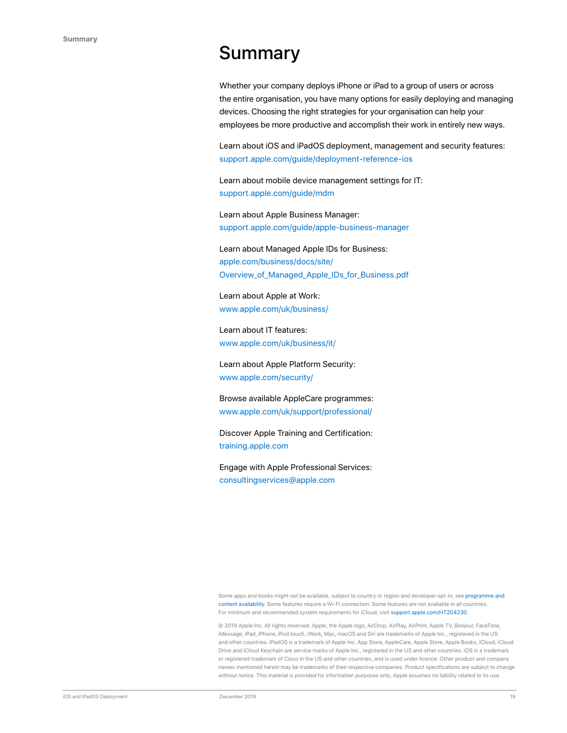# Summary

Whether your company deploys iPhone or iPad to a group of users or across the entire organisation, you have many options for easily deploying and managing devices. Choosing the right strategies for your organisation can help your employees be more productive and accomplish their work in entirely new ways.

Learn about iOS and iPadOS deployment, management and security features:
support.apple.com/guide/deployment-reference-ios

Learn about mobile device management settings for IT:
support.apple.com/guide/mdm

Learn about Apple Business Manager:
support.apple.com/guide/apple-business-manager

Learn about Managed Apple IDs for Business:
apple.com/business/docs/site/Overview_of_Managed_Apple_IDs_for_Business.pdf

Learn about Apple at Work:
www.apple.com/uk/business/

Learn about IT features:
www.apple.com/uk/business/it/

Learn about Apple Platform Security:
www.apple.com/security/

Browse available AppleCare programmes:
www.apple.com/uk/support/professional/

Discover Apple Training and Certification:
training.apple.com

Engage with Apple Professional Services:
consultingservices@apple.com

Some apps and books might not be available, subject to country or region and developer opt-in; see programme and content availability. Some features require a Wi-Fi connection. Some features are not available in all countries. For minimum and recommended system requirements for iCloud, visit support.apple.com/HT204230.

© 2019 Apple Inc. All rights reserved. Apple, the Apple logo, AirDrop, AirPlay, AirPrint, Apple TV, Bonjour, FaceTime, iMessage, iPad, iPhone, iPod touch, iWork, Mac, macOS and Siri are trademarks of Apple Inc., registered in the US and other countries. iPadOS is a trademark of Apple Inc. App Store, AppleCare, Apple Store, Apple Books, iCloud, iCloud Drive and iCloud Keychain are service marks of Apple Inc., registered in the US and other countries. iOS is a trademark or registered trademark of Cisco in the US and other countries, and is used under licence. Other product and company names mentioned herein may be trademarks of their respective companies. Product specifications are subject to change without notice. This material is provided for information purposes only; Apple assumes no liability related to its use.